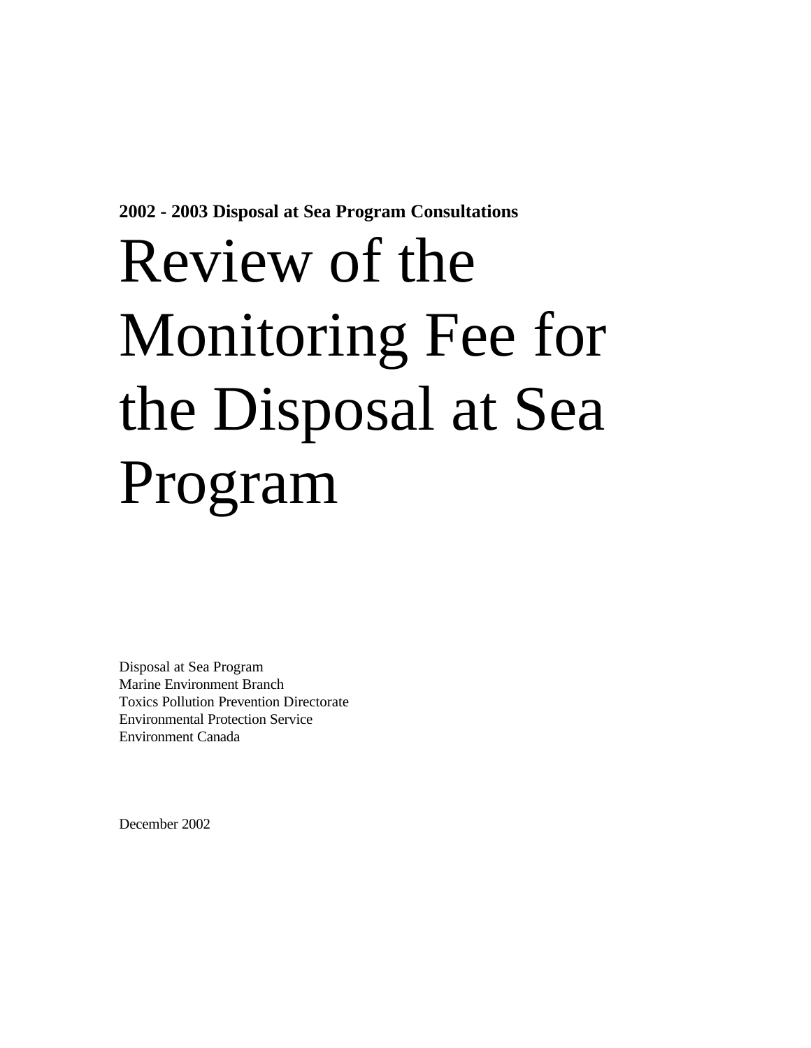**2002 - 2003 Disposal at Sea Program Consultations**

# Review of the Monitoring Fee for the Disposal at Sea Program

Disposal at Sea Program
Marine Environment Branch
Toxics Pollution Prevention Directorate
Environmental Protection Service
Environment Canada

December 2002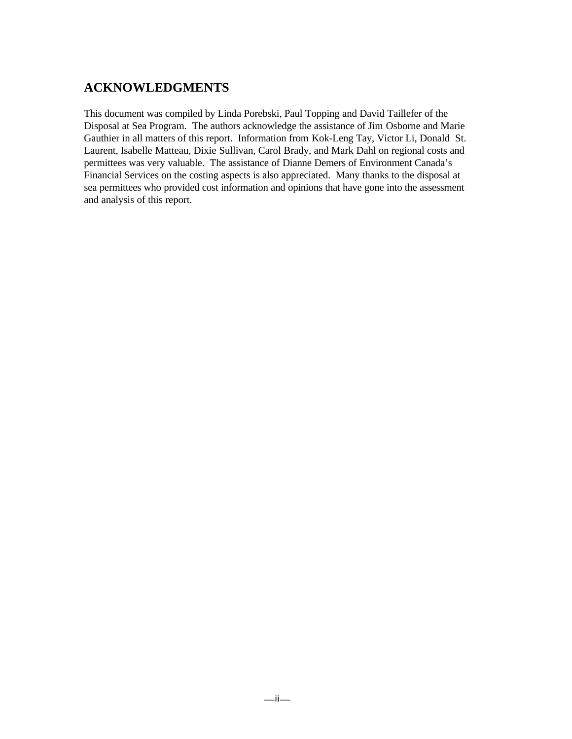## ACKNOWLEDGMENTS

This document was compiled by Linda Porebski, Paul Topping and David Taillefer of the Disposal at Sea Program. The authors acknowledge the assistance of Jim Osborne and Marie Gauthier in all matters of this report. Information from Kok-Leng Tay, Victor Li, Donald St. Laurent, Isabelle Matteau, Dixie Sullivan, Carol Brady, and Mark Dahl on regional costs and permittees was very valuable. The assistance of Dianne Demers of Environment Canada's Financial Services on the costing aspects is also appreciated. Many thanks to the disposal at sea permittees who provided cost information and opinions that have gone into the assessment and analysis of this report.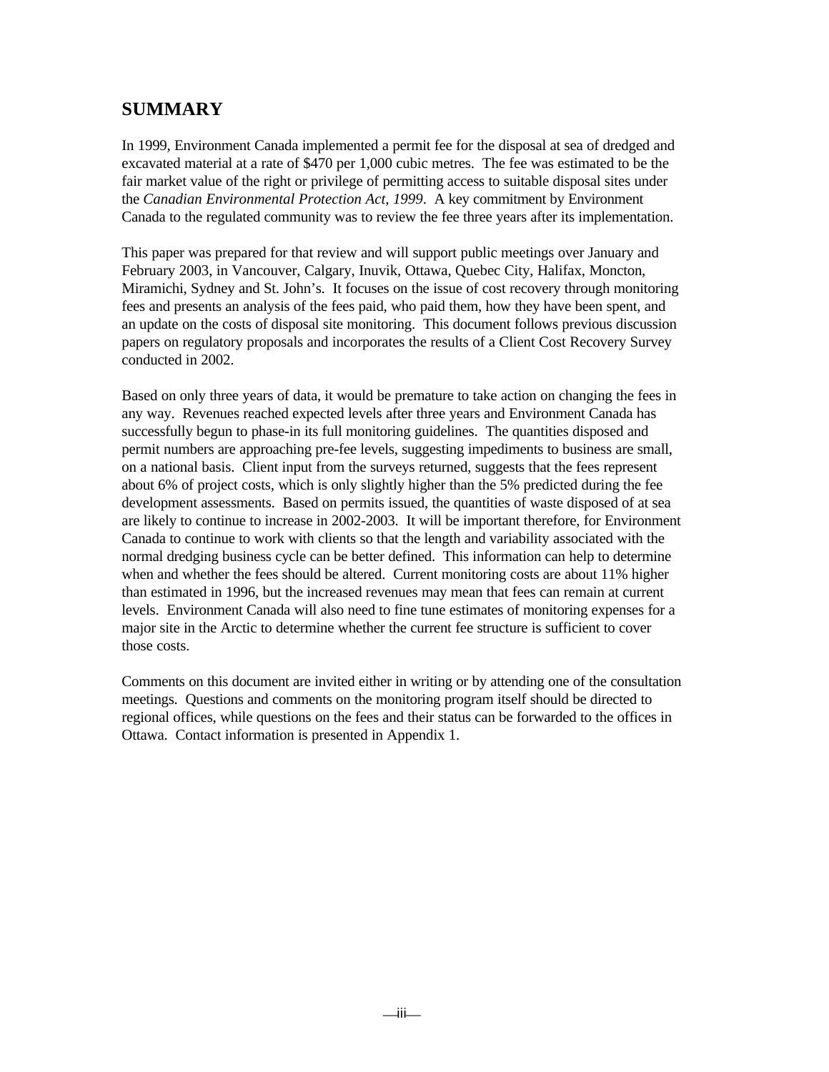## SUMMARY

In 1999, Environment Canada implemented a permit fee for the disposal at sea of dredged and excavated material at a rate of $470 per 1,000 cubic metres. The fee was estimated to be the fair market value of the right or privilege of permitting access to suitable disposal sites under the *Canadian Environmental Protection Act, 1999*. A key commitment by Environment Canada to the regulated community was to review the fee three years after its implementation.

This paper was prepared for that review and will support public meetings over January and February 2003, in Vancouver, Calgary, Inuvik, Ottawa, Quebec City, Halifax, Moncton, Miramichi, Sydney and St. John's. It focuses on the issue of cost recovery through monitoring fees and presents an analysis of the fees paid, who paid them, how they have been spent, and an update on the costs of disposal site monitoring. This document follows previous discussion papers on regulatory proposals and incorporates the results of a Client Cost Recovery Survey conducted in 2002.

Based on only three years of data, it would be premature to take action on changing the fees in any way. Revenues reached expected levels after three years and Environment Canada has successfully begun to phase-in its full monitoring guidelines. The quantities disposed and permit numbers are approaching pre-fee levels, suggesting impediments to business are small, on a national basis. Client input from the surveys returned, suggests that the fees represent about 6% of project costs, which is only slightly higher than the 5% predicted during the fee development assessments. Based on permits issued, the quantities of waste disposed of at sea are likely to continue to increase in 2002-2003. It will be important therefore, for Environment Canada to continue to work with clients so that the length and variability associated with the normal dredging business cycle can be better defined. This information can help to determine when and whether the fees should be altered. Current monitoring costs are about 11% higher than estimated in 1996, but the increased revenues may mean that fees can remain at current levels. Environment Canada will also need to fine tune estimates of monitoring expenses for a major site in the Arctic to determine whether the current fee structure is sufficient to cover those costs.

Comments on this document are invited either in writing or by attending one of the consultation meetings. Questions and comments on the monitoring program itself should be directed to regional offices, while questions on the fees and their status can be forwarded to the offices in Ottawa. Contact information is presented in Appendix 1.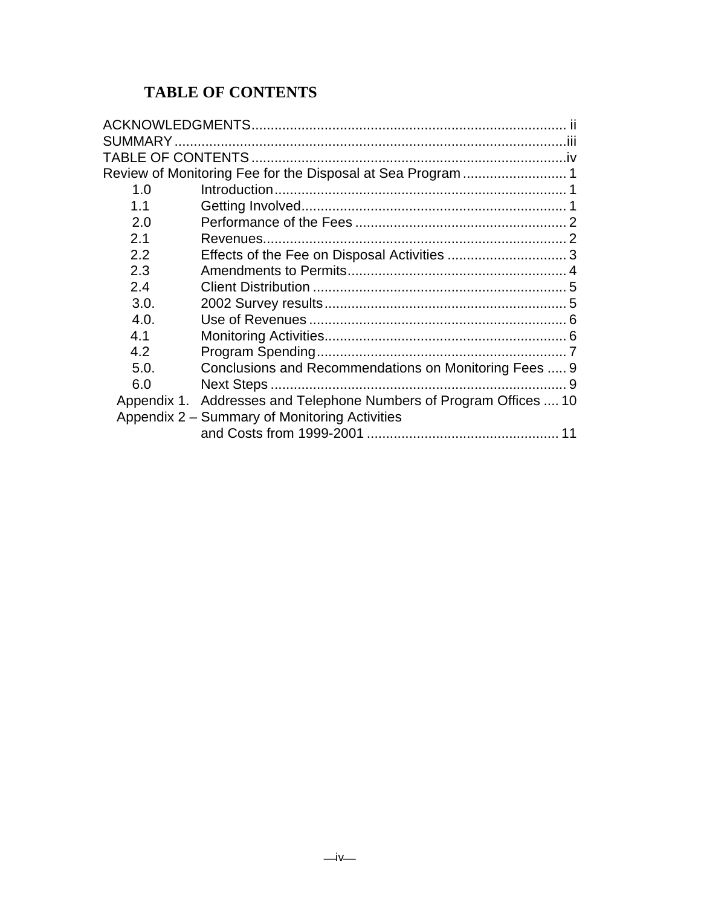# TABLE OF CONTENTS

ACKNOWLEDGMENTS.................................................................................. ii
SUMMARY......................................................................................................iii
TABLE OF CONTENTS..................................................................................iv
Review of Monitoring Fee for the Disposal at Sea Program........................... 1
- 1.0 Introduction........................................................................... 1
- 1.1 Getting Involved.................................................................... 1
- 2.0 Performance of the Fees....................................................... 2
- 2.1 Revenues.............................................................................. 2
- 2.2 Effects of the Fee on Disposal Activities ............................... 3
- 2.3 Amendments to Permits........................................................ 4
- 2.4 Client Distribution ................................................................. 5
- 3.0. 2002 Survey results............................................................... 5
- 4.0. Use of Revenues.................................................................. 6
- 4.1 Monitoring Activities.............................................................. 6
- 4.2 Program Spending................................................................. 7
- 5.0. Conclusions and Recommendations on Monitoring Fees ..... 9
- 6.0 Next Steps............................................................................. 9
- Appendix 1. Addresses and Telephone Numbers of Program Offices .... 10
- Appendix 2 – Summary of Monitoring Activities and Costs from 1999-2001 .................................................. 11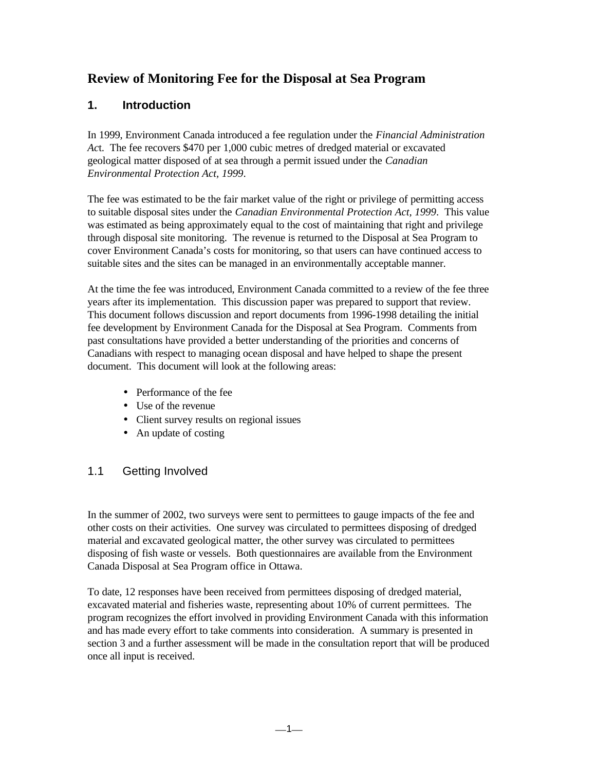# Review of Monitoring Fee for the Disposal at Sea Program

## 1. Introduction

In 1999, Environment Canada introduced a fee regulation under the *Financial Administration Act*. The fee recovers $470 per 1,000 cubic metres of dredged material or excavated geological matter disposed of at sea through a permit issued under the *Canadian Environmental Protection Act, 1999*.

The fee was estimated to be the fair market value of the right or privilege of permitting access to suitable disposal sites under the *Canadian Environmental Protection Act, 1999*. This value was estimated as being approximately equal to the cost of maintaining that right and privilege through disposal site monitoring. The revenue is returned to the Disposal at Sea Program to cover Environment Canada's costs for monitoring, so that users can have continued access to suitable sites and the sites can be managed in an environmentally acceptable manner.

At the time the fee was introduced, Environment Canada committed to a review of the fee three years after its implementation. This discussion paper was prepared to support that review. This document follows discussion and report documents from 1996-1998 detailing the initial fee development by Environment Canada for the Disposal at Sea Program. Comments from past consultations have provided a better understanding of the priorities and concerns of Canadians with respect to managing ocean disposal and have helped to shape the present document. This document will look at the following areas:

- Performance of the fee
- Use of the revenue
- Client survey results on regional issues
- An update of costing

### 1.1 Getting Involved

In the summer of 2002, two surveys were sent to permittees to gauge impacts of the fee and other costs on their activities. One survey was circulated to permittees disposing of dredged material and excavated geological matter, the other survey was circulated to permittees disposing of fish waste or vessels. Both questionnaires are available from the Environment Canada Disposal at Sea Program office in Ottawa.

To date, 12 responses have been received from permittees disposing of dredged material, excavated material and fisheries waste, representing about 10% of current permittees. The program recognizes the effort involved in providing Environment Canada with this information and has made every effort to take comments into consideration. A summary is presented in section 3 and a further assessment will be made in the consultation report that will be produced once all input is received.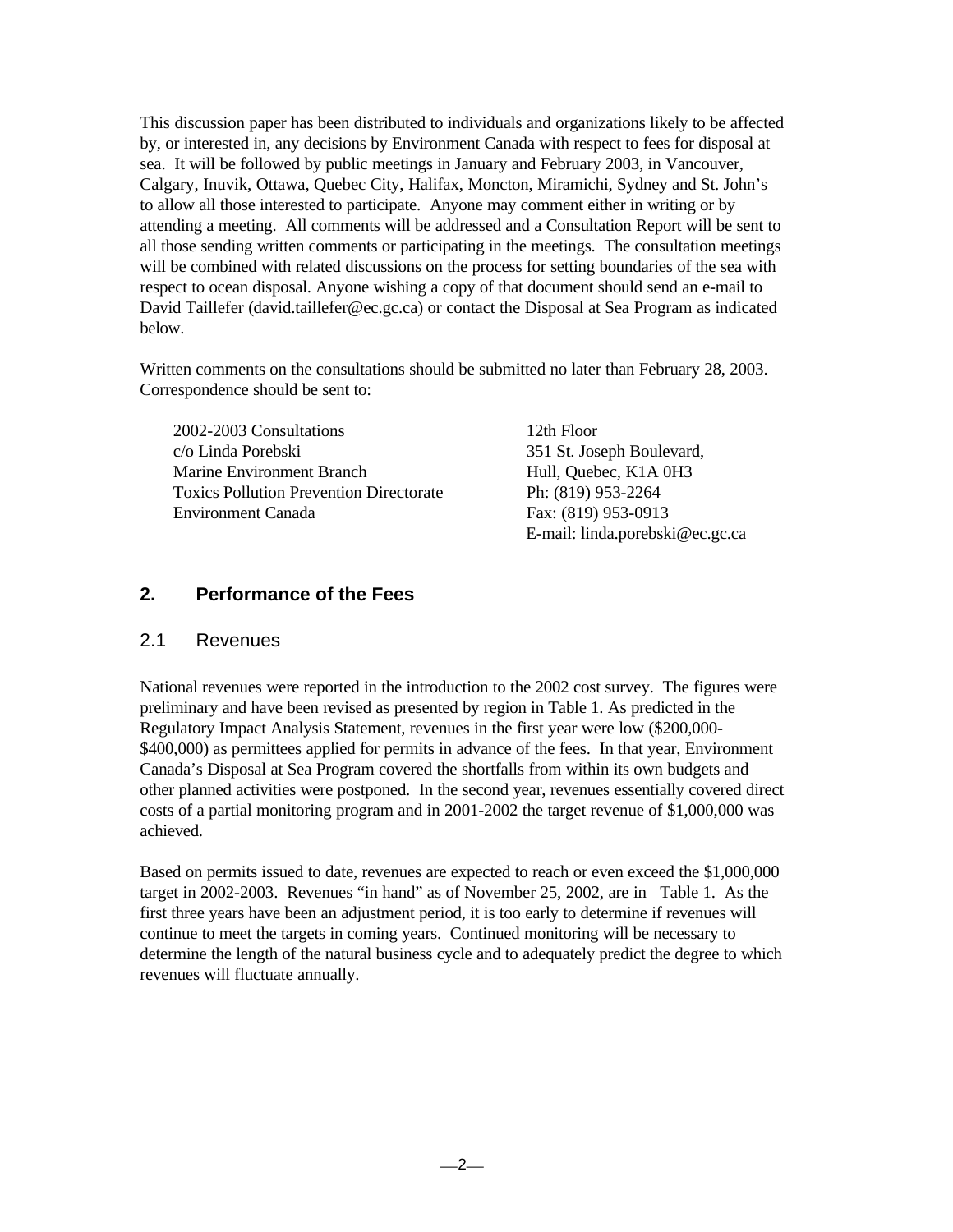This discussion paper has been distributed to individuals and organizations likely to be affected by, or interested in, any decisions by Environment Canada with respect to fees for disposal at sea. It will be followed by public meetings in January and February 2003, in Vancouver, Calgary, Inuvik, Ottawa, Quebec City, Halifax, Moncton, Miramichi, Sydney and St. John's to allow all those interested to participate. Anyone may comment either in writing or by attending a meeting. All comments will be addressed and a Consultation Report will be sent to all those sending written comments or participating in the meetings. The consultation meetings will be combined with related discussions on the process for setting boundaries of the sea with respect to ocean disposal. Anyone wishing a copy of that document should send an e-mail to David Taillefer (david.taillefer@ec.gc.ca) or contact the Disposal at Sea Program as indicated below.

Written comments on the consultations should be submitted no later than February 28, 2003. Correspondence should be sent to:

2002-2003 Consultations
c/o Linda Porebski
Marine Environment Branch
Toxics Pollution Prevention Directorate
Environment Canada
12th Floor
351 St. Joseph Boulevard,
Hull, Quebec, K1A 0H3
Ph: (819) 953-2264
Fax: (819) 953-0913
E-mail: linda.porebski@ec.gc.ca

## 2. Performance of the Fees

### 2.1 Revenues

National revenues were reported in the introduction to the 2002 cost survey. The figures were preliminary and have been revised as presented by region in Table 1. As predicted in the Regulatory Impact Analysis Statement, revenues in the first year were low ($200,000-$400,000) as permittees applied for permits in advance of the fees. In that year, Environment Canada's Disposal at Sea Program covered the shortfalls from within its own budgets and other planned activities were postponed. In the second year, revenues essentially covered direct costs of a partial monitoring program and in 2001-2002 the target revenue of $1,000,000 was achieved.

Based on permits issued to date, revenues are expected to reach or even exceed the $1,000,000 target in 2002-2003. Revenues "in hand" as of November 25, 2002, are in Table 1. As the first three years have been an adjustment period, it is too early to determine if revenues will continue to meet the targets in coming years. Continued monitoring will be necessary to determine the length of the natural business cycle and to adequately predict the degree to which revenues will fluctuate annually.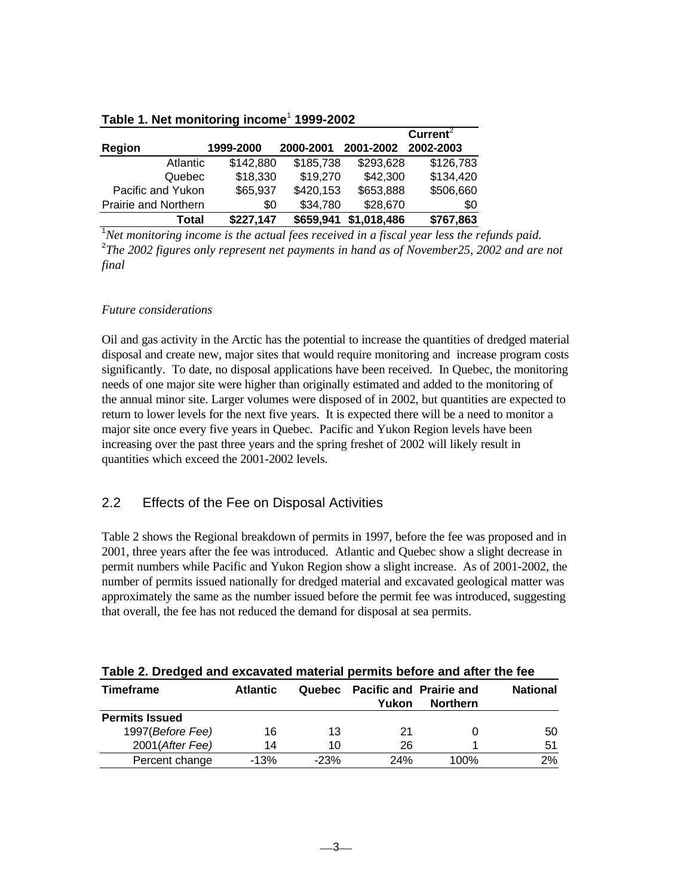**Table 1. Net monitoring income[1] 1999-2002**

| Region | 1999-2000 | 2000-2001 | 2001-2002 | Current[2] 2002-2003 |
|---|---|---|---|---|
| Atlantic | $142,880 | $185,738 | $293,628 | $126,783 |
| Quebec | $18,330 | $19,270 | $42,300 | $134,420 |
| Pacific and Yukon | $65,937 | $420,153 | $653,888 | $506,660 |
| Prairie and Northern | $0 | $34,780 | $28,670 | $0 |
| **Total** | **$227,147** | **$659,941** | **$1,018,486** | **$767,863** |

[1]*Net monitoring income is the actual fees received in a fiscal year less the refunds paid.*
[2]*The 2002 figures only represent net payments in hand as of November25, 2002 and are not final*

*Future considerations*

Oil and gas activity in the Arctic has the potential to increase the quantities of dredged material disposal and create new, major sites that would require monitoring and increase program costs significantly. To date, no disposal applications have been received. In Quebec, the monitoring needs of one major site were higher than originally estimated and added to the monitoring of the annual minor site. Larger volumes were disposed of in 2002, but quantities are expected to return to lower levels for the next five years. It is expected there will be a need to monitor a major site once every five years in Quebec. Pacific and Yukon Region levels have been increasing over the past three years and the spring freshet of 2002 will likely result in quantities which exceed the 2001-2002 levels.

## 2.2 Effects of the Fee on Disposal Activities

Table 2 shows the Regional breakdown of permits in 1997, before the fee was proposed and in 2001, three years after the fee was introduced. Atlantic and Quebec show a slight decrease in permit numbers while Pacific and Yukon Region show a slight increase. As of 2001-2002, the number of permits issued nationally for dredged material and excavated geological matter was approximately the same as the number issued before the permit fee was introduced, suggesting that overall, the fee has not reduced the demand for disposal at sea permits.

**Table 2. Dredged and excavated material permits before and after the fee**

| Timeframe | Atlantic | Quebec | Pacific and Yukon | Prairie and Northern | National |
|---|---|---|---|---|---|
| **Permits Issued** | | | | | |
| 1997(*Before Fee*) | 16 | 13 | 21 | 0 | 50 |
| 2001(*After Fee*) | 14 | 10 | 26 | 1 | 51 |
| Percent change | -13% | -23% | 24% | 100% | 2% |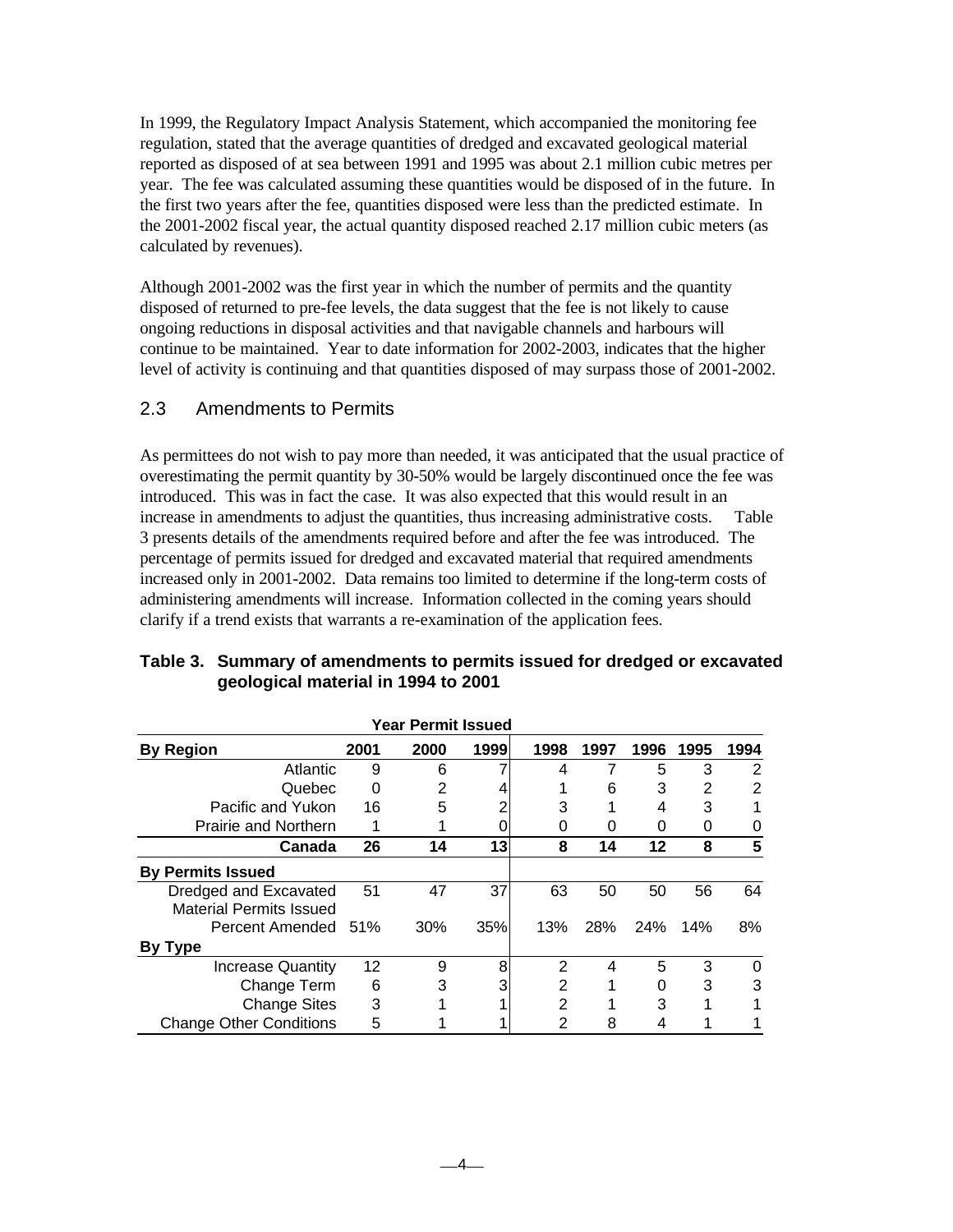In 1999, the Regulatory Impact Analysis Statement, which accompanied the monitoring fee regulation, stated that the average quantities of dredged and excavated geological material reported as disposed of at sea between 1991 and 1995 was about 2.1 million cubic metres per year. The fee was calculated assuming these quantities would be disposed of in the future. In the first two years after the fee, quantities disposed were less than the predicted estimate. In the 2001-2002 fiscal year, the actual quantity disposed reached 2.17 million cubic meters (as calculated by revenues).

Although 2001-2002 was the first year in which the number of permits and the quantity disposed of returned to pre-fee levels, the data suggest that the fee is not likely to cause ongoing reductions in disposal activities and that navigable channels and harbours will continue to be maintained. Year to date information for 2002-2003, indicates that the higher level of activity is continuing and that quantities disposed of may surpass those of 2001-2002.

## 2.3 Amendments to Permits

As permittees do not wish to pay more than needed, it was anticipated that the usual practice of overestimating the permit quantity by 30-50% would be largely discontinued once the fee was introduced. This was in fact the case. It was also expected that this would result in an increase in amendments to adjust the quantities, thus increasing administrative costs. Table 3 presents details of the amendments required before and after the fee was introduced. The percentage of permits issued for dredged and excavated material that required amendments increased only in 2001-2002. Data remains too limited to determine if the long-term costs of administering amendments will increase. Information collected in the coming years should clarify if a trend exists that warrants a re-examination of the application fees.

**Table 3. Summary of amendments to permits issued for dredged or excavated geological material in 1994 to 2001**

| | Year Permit Issued | | | | | | | |
|---|---|---|---|---|---|---|---|---|
| **By Region** | **2001** | **2000** | **1999** | **1998** | **1997** | **1996** | **1995** | **1994** |
| Atlantic | 9 | 6 | 7 | 4 | 7 | 5 | 3 | 2 |
| Quebec | 0 | 2 | 4 | 1 | 6 | 3 | 2 | 2 |
| Pacific and Yukon | 16 | 5 | 2 | 3 | 1 | 4 | 3 | 1 |
| Prairie and Northern | 1 | 1 | 0 | 0 | 0 | 0 | 0 | 0 |
| **Canada** | **26** | **14** | **13** | **8** | **14** | **12** | **8** | **5** |
| **By Permits Issued** | | | | | | | | |
| Dredged and Excavated Material Permits Issued | 51 | 47 | 37 | 63 | 50 | 50 | 56 | 64 |
| Percent Amended | 51% | 30% | 35% | 13% | 28% | 24% | 14% | 8% |
| **By Type** | | | | | | | | |
| Increase Quantity | 12 | 9 | 8 | 2 | 4 | 5 | 3 | 0 |
| Change Term | 6 | 3 | 3 | 2 | 1 | 0 | 3 | 3 |
| Change Sites | 3 | 1 | 1 | 2 | 1 | 3 | 1 | 1 |
| Change Other Conditions | 5 | 1 | 1 | 2 | 8 | 4 | 1 | 1 |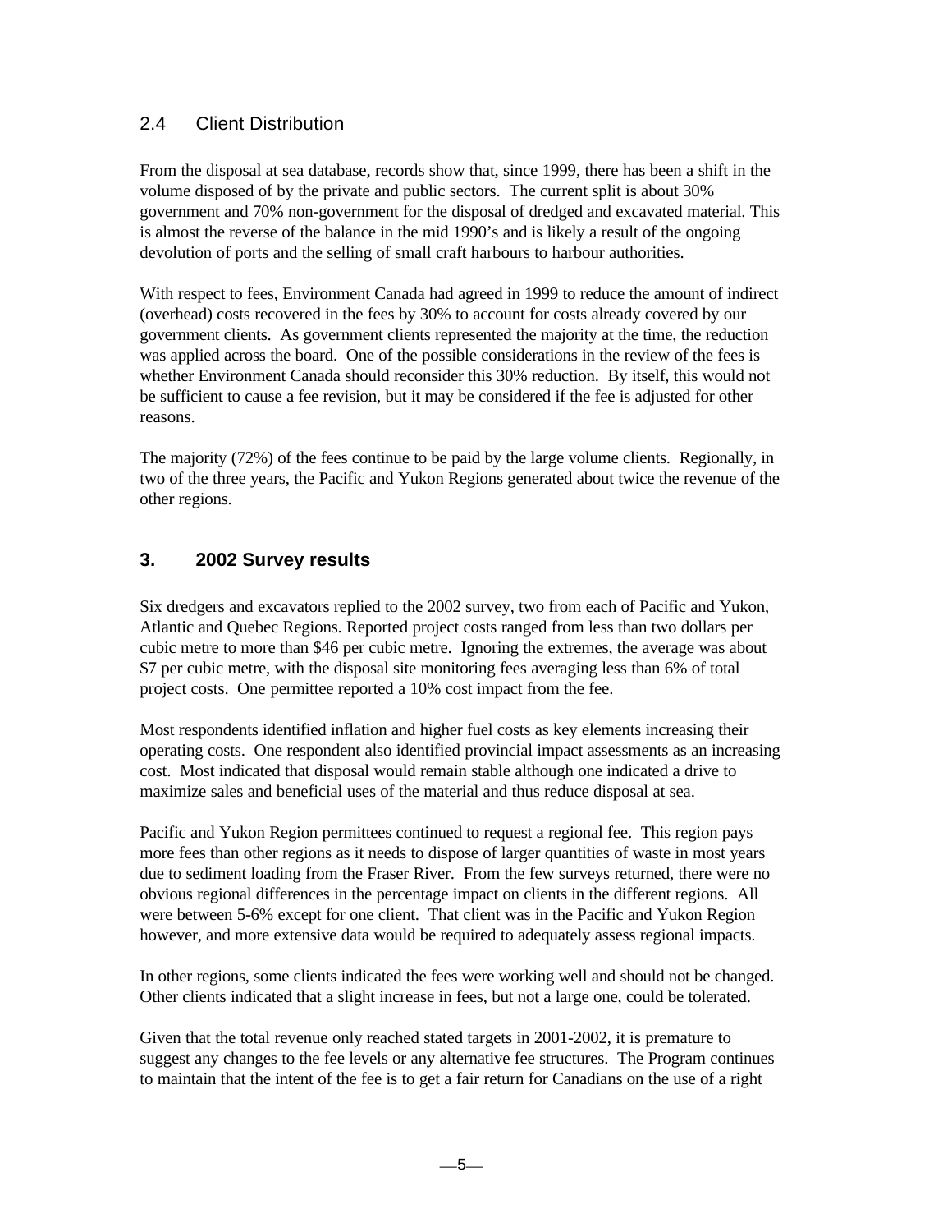## 2.4 Client Distribution

From the disposal at sea database, records show that, since 1999, there has been a shift in the volume disposed of by the private and public sectors. The current split is about 30% government and 70% non-government for the disposal of dredged and excavated material. This is almost the reverse of the balance in the mid 1990's and is likely a result of the ongoing devolution of ports and the selling of small craft harbours to harbour authorities.

With respect to fees, Environment Canada had agreed in 1999 to reduce the amount of indirect (overhead) costs recovered in the fees by 30% to account for costs already covered by our government clients. As government clients represented the majority at the time, the reduction was applied across the board. One of the possible considerations in the review of the fees is whether Environment Canada should reconsider this 30% reduction. By itself, this would not be sufficient to cause a fee revision, but it may be considered if the fee is adjusted for other reasons.

The majority (72%) of the fees continue to be paid by the large volume clients. Regionally, in two of the three years, the Pacific and Yukon Regions generated about twice the revenue of the other regions.

# 3. 2002 Survey results

Six dredgers and excavators replied to the 2002 survey, two from each of Pacific and Yukon, Atlantic and Quebec Regions. Reported project costs ranged from less than two dollars per cubic metre to more than $46 per cubic metre. Ignoring the extremes, the average was about $7 per cubic metre, with the disposal site monitoring fees averaging less than 6% of total project costs. One permittee reported a 10% cost impact from the fee.

Most respondents identified inflation and higher fuel costs as key elements increasing their operating costs. One respondent also identified provincial impact assessments as an increasing cost. Most indicated that disposal would remain stable although one indicated a drive to maximize sales and beneficial uses of the material and thus reduce disposal at sea.

Pacific and Yukon Region permittees continued to request a regional fee. This region pays more fees than other regions as it needs to dispose of larger quantities of waste in most years due to sediment loading from the Fraser River. From the few surveys returned, there were no obvious regional differences in the percentage impact on clients in the different regions. All were between 5-6% except for one client. That client was in the Pacific and Yukon Region however, and more extensive data would be required to adequately assess regional impacts.

In other regions, some clients indicated the fees were working well and should not be changed. Other clients indicated that a slight increase in fees, but not a large one, could be tolerated.

Given that the total revenue only reached stated targets in 2001-2002, it is premature to suggest any changes to the fee levels or any alternative fee structures. The Program continues to maintain that the intent of the fee is to get a fair return for Canadians on the use of a right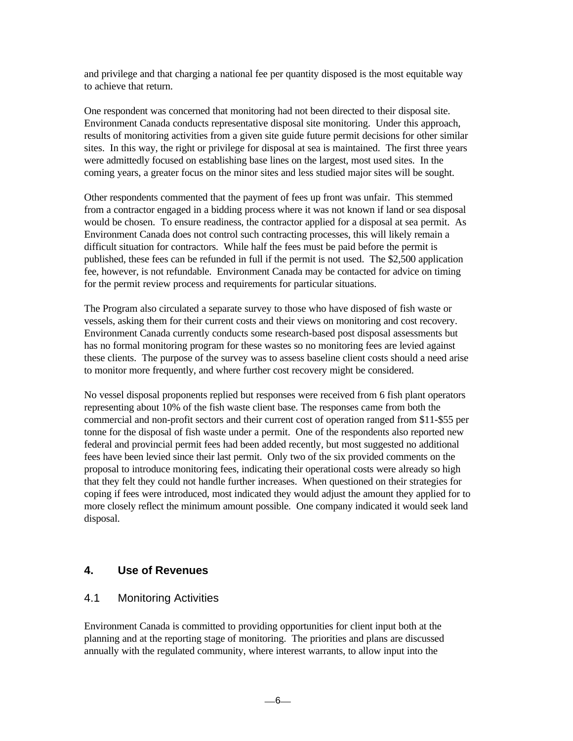and privilege and that charging a national fee per quantity disposed is the most equitable way to achieve that return.

One respondent was concerned that monitoring had not been directed to their disposal site. Environment Canada conducts representative disposal site monitoring. Under this approach, results of monitoring activities from a given site guide future permit decisions for other similar sites. In this way, the right or privilege for disposal at sea is maintained. The first three years were admittedly focused on establishing base lines on the largest, most used sites. In the coming years, a greater focus on the minor sites and less studied major sites will be sought.

Other respondents commented that the payment of fees up front was unfair. This stemmed from a contractor engaged in a bidding process where it was not known if land or sea disposal would be chosen. To ensure readiness, the contractor applied for a disposal at sea permit. As Environment Canada does not control such contracting processes, this will likely remain a difficult situation for contractors. While half the fees must be paid before the permit is published, these fees can be refunded in full if the permit is not used. The $2,500 application fee, however, is not refundable. Environment Canada may be contacted for advice on timing for the permit review process and requirements for particular situations.

The Program also circulated a separate survey to those who have disposed of fish waste or vessels, asking them for their current costs and their views on monitoring and cost recovery. Environment Canada currently conducts some research-based post disposal assessments but has no formal monitoring program for these wastes so no monitoring fees are levied against these clients. The purpose of the survey was to assess baseline client costs should a need arise to monitor more frequently, and where further cost recovery might be considered.

No vessel disposal proponents replied but responses were received from 6 fish plant operators representing about 10% of the fish waste client base. The responses came from both the commercial and non-profit sectors and their current cost of operation ranged from $11-$55 per tonne for the disposal of fish waste under a permit. One of the respondents also reported new federal and provincial permit fees had been added recently, but most suggested no additional fees have been levied since their last permit. Only two of the six provided comments on the proposal to introduce monitoring fees, indicating their operational costs were already so high that they felt they could not handle further increases. When questioned on their strategies for coping if fees were introduced, most indicated they would adjust the amount they applied for to more closely reflect the minimum amount possible. One company indicated it would seek land disposal.

## 4. Use of Revenues

### 4.1 Monitoring Activities

Environment Canada is committed to providing opportunities for client input both at the planning and at the reporting stage of monitoring. The priorities and plans are discussed annually with the regulated community, where interest warrants, to allow input into the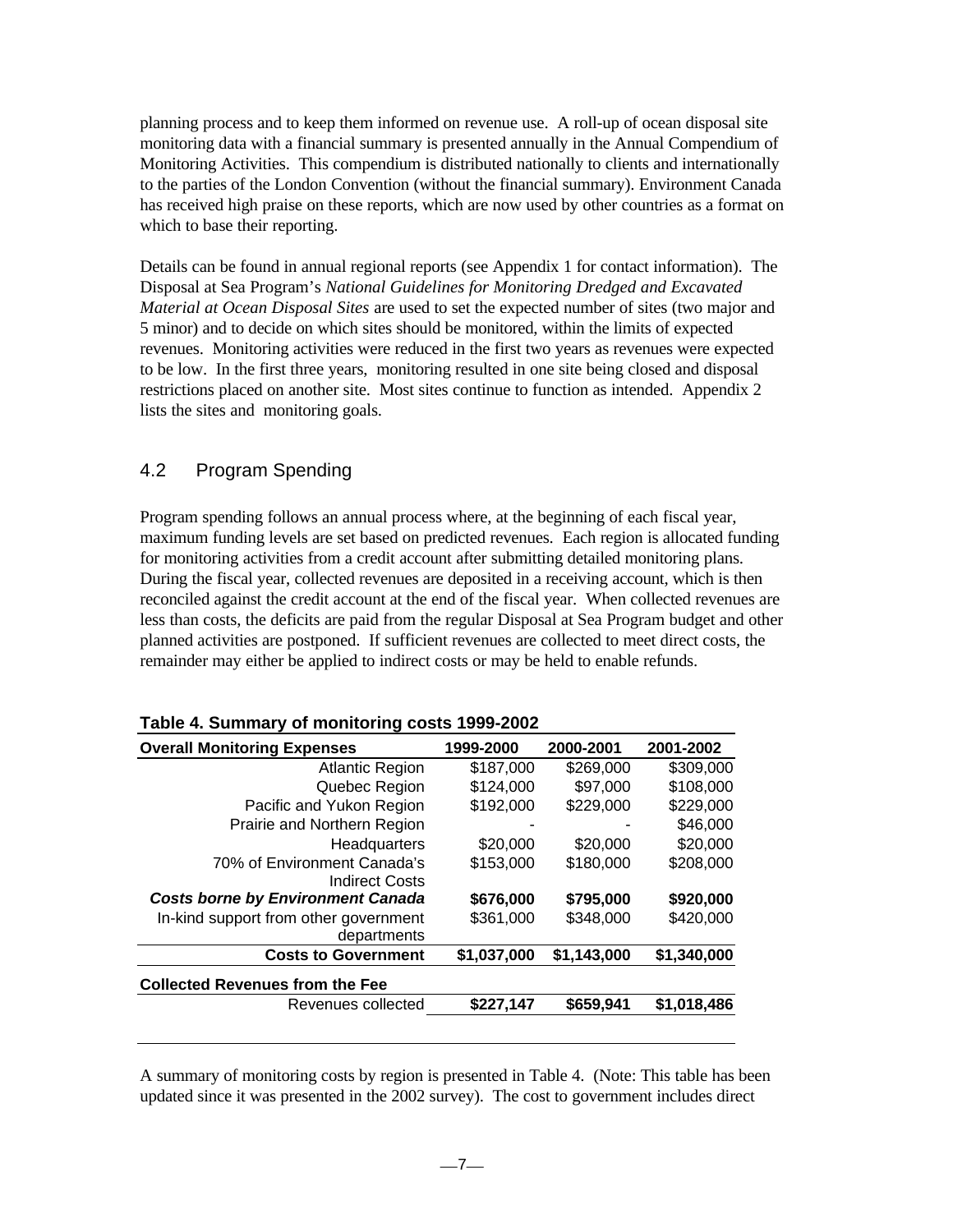planning process and to keep them informed on revenue use. A roll-up of ocean disposal site monitoring data with a financial summary is presented annually in the Annual Compendium of Monitoring Activities. This compendium is distributed nationally to clients and internationally to the parties of the London Convention (without the financial summary). Environment Canada has received high praise on these reports, which are now used by other countries as a format on which to base their reporting.

Details can be found in annual regional reports (see Appendix 1 for contact information). The Disposal at Sea Program's *National Guidelines for Monitoring Dredged and Excavated Material at Ocean Disposal Sites* are used to set the expected number of sites (two major and 5 minor) and to decide on which sites should be monitored, within the limits of expected revenues. Monitoring activities were reduced in the first two years as revenues were expected to be low. In the first three years, monitoring resulted in one site being closed and disposal restrictions placed on another site. Most sites continue to function as intended. Appendix 2 lists the sites and monitoring goals.

## 4.2 Program Spending

Program spending follows an annual process where, at the beginning of each fiscal year, maximum funding levels are set based on predicted revenues. Each region is allocated funding for monitoring activities from a credit account after submitting detailed monitoring plans. During the fiscal year, collected revenues are deposited in a receiving account, which is then reconciled against the credit account at the end of the fiscal year. When collected revenues are less than costs, the deficits are paid from the regular Disposal at Sea Program budget and other planned activities are postponed. If sufficient revenues are collected to meet direct costs, the remainder may either be applied to indirect costs or may be held to enable refunds.

**Table 4. Summary of monitoring costs 1999-2002**

| Overall Monitoring Expenses | 1999-2000 | 2000-2001 | 2001-2002 |
|---|---|---|---|
| Atlantic Region | $187,000 | $269,000 | $309,000 |
| Quebec Region | $124,000 | $97,000 | $108,000 |
| Pacific and Yukon Region | $192,000 | $229,000 | $229,000 |
| Prairie and Northern Region | - | - | $46,000 |
| Headquarters | $20,000 | $20,000 | $20,000 |
| 70% of Environment Canada's Indirect Costs | $153,000 | $180,000 | $208,000 |
| ***Costs borne by Environment Canada*** | **$676,000** | **$795,000** | **$920,000** |
| In-kind support from other government departments | $361,000 | $348,000 | $420,000 |
| **Costs to Government** | **$1,037,000** | **$1,143,000** | **$1,340,000** |
| **Collected Revenues from the Fee** | | | |
| Revenues collected | **$227,147** | **$659,941** | **$1,018,486** |

A summary of monitoring costs by region is presented in Table 4. (Note: This table has been updated since it was presented in the 2002 survey). The cost to government includes direct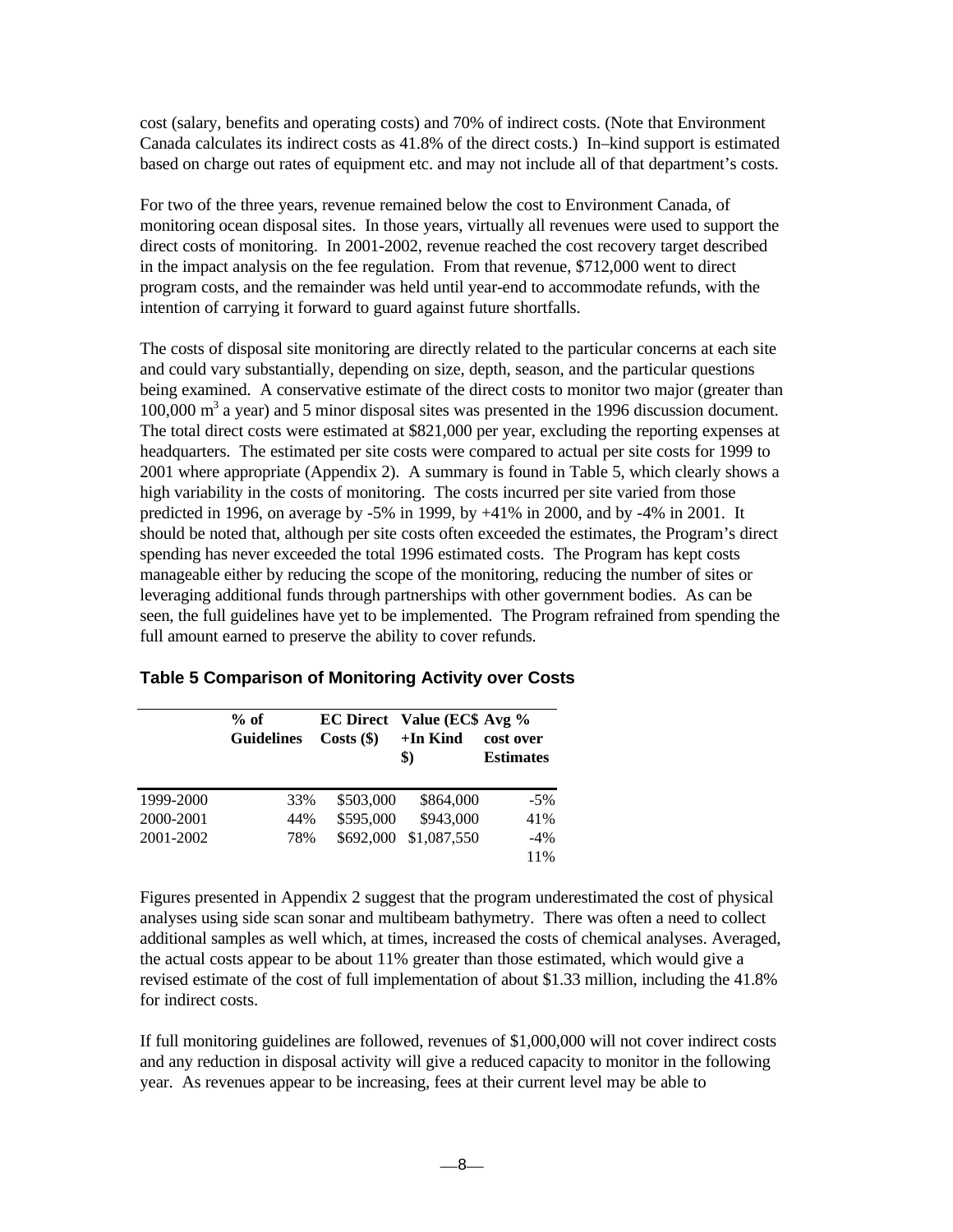cost (salary, benefits and operating costs) and 70% of indirect costs. (Note that Environment Canada calculates its indirect costs as 41.8% of the direct costs.) In–kind support is estimated based on charge out rates of equipment etc. and may not include all of that department's costs.

For two of the three years, revenue remained below the cost to Environment Canada, of monitoring ocean disposal sites. In those years, virtually all revenues were used to support the direct costs of monitoring. In 2001-2002, revenue reached the cost recovery target described in the impact analysis on the fee regulation. From that revenue, $712,000 went to direct program costs, and the remainder was held until year-end to accommodate refunds, with the intention of carrying it forward to guard against future shortfalls.

The costs of disposal site monitoring are directly related to the particular concerns at each site and could vary substantially, depending on size, depth, season, and the particular questions being examined. A conservative estimate of the direct costs to monitor two major (greater than 100,000 $m^3$ a year) and 5 minor disposal sites was presented in the 1996 discussion document. The total direct costs were estimated at $821,000 per year, excluding the reporting expenses at headquarters. The estimated per site costs were compared to actual per site costs for 1999 to 2001 where appropriate (Appendix 2). A summary is found in Table 5, which clearly shows a high variability in the costs of monitoring. The costs incurred per site varied from those predicted in 1996, on average by -5% in 1999, by +41% in 2000, and by -4% in 2001. It should be noted that, although per site costs often exceeded the estimates, the Program's direct spending has never exceeded the total 1996 estimated costs. The Program has kept costs manageable either by reducing the scope of the monitoring, reducing the number of sites or leveraging additional funds through partnerships with other government bodies. As can be seen, the full guidelines have yet to be implemented. The Program refrained from spending the full amount earned to preserve the ability to cover refunds.

### Table 5 Comparison of Monitoring Activity over Costs

| | % of Guidelines | EC Direct Costs ($) | Value (EC$ +In Kind $) | Avg % cost over Estimates |
|---|---|---|---|---|
| 1999-2000 | 33% | $503,000 | $864,000 | -5% |
| 2000-2001 | 44% | $595,000 | $943,000 | 41% |
| 2001-2002 | 78% | $692,000 | $1,087,550 | -4% |
| | | | | 11% |

Figures presented in Appendix 2 suggest that the program underestimated the cost of physical analyses using side scan sonar and multibeam bathymetry. There was often a need to collect additional samples as well which, at times, increased the costs of chemical analyses. Averaged, the actual costs appear to be about 11% greater than those estimated, which would give a revised estimate of the cost of full implementation of about $1.33 million, including the 41.8% for indirect costs.

If full monitoring guidelines are followed, revenues of $1,000,000 will not cover indirect costs and any reduction in disposal activity will give a reduced capacity to monitor in the following year. As revenues appear to be increasing, fees at their current level may be able to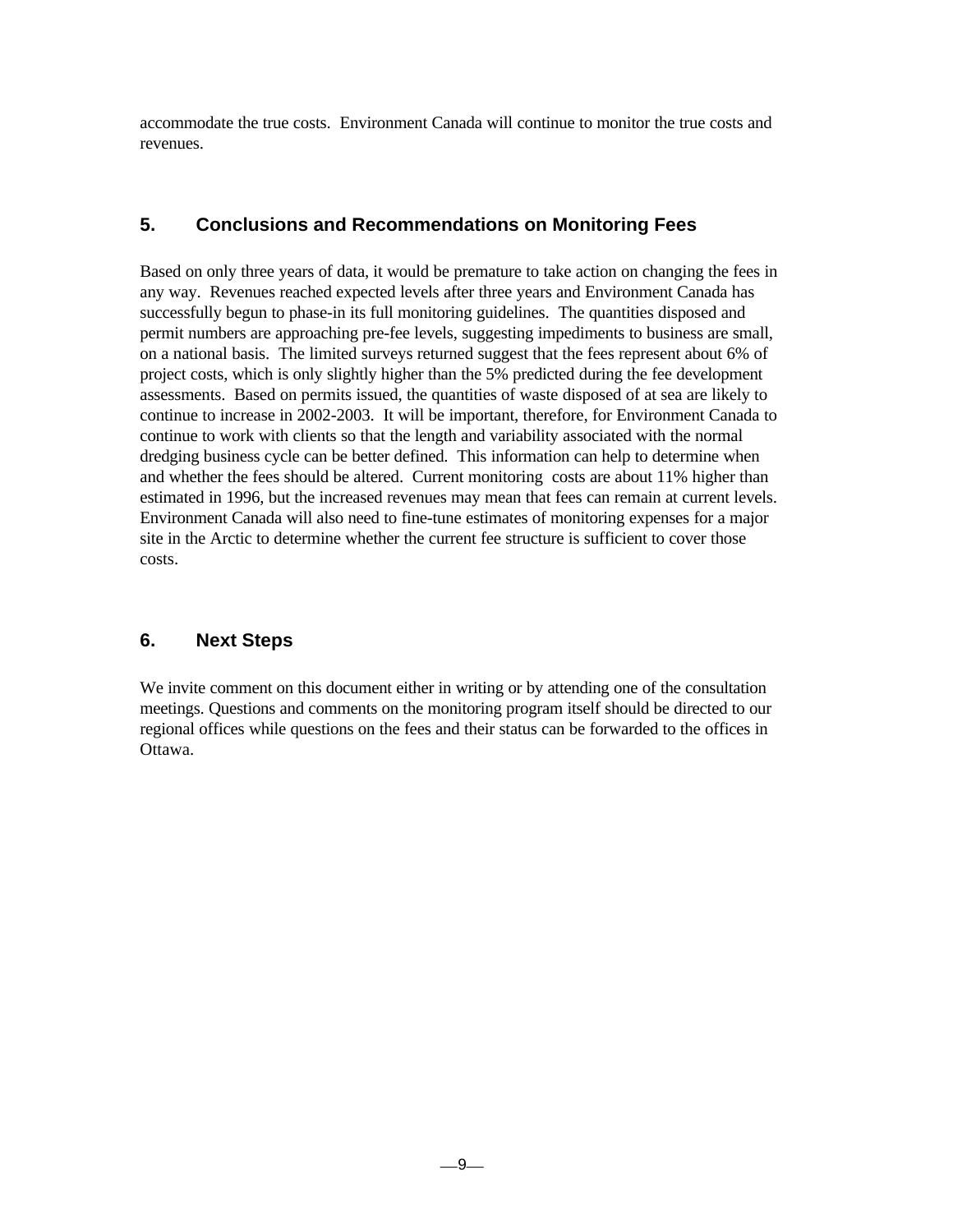accommodate the true costs. Environment Canada will continue to monitor the true costs and revenues.

## 5. Conclusions and Recommendations on Monitoring Fees

Based on only three years of data, it would be premature to take action on changing the fees in any way. Revenues reached expected levels after three years and Environment Canada has successfully begun to phase-in its full monitoring guidelines. The quantities disposed and permit numbers are approaching pre-fee levels, suggesting impediments to business are small, on a national basis. The limited surveys returned suggest that the fees represent about 6% of project costs, which is only slightly higher than the 5% predicted during the fee development assessments. Based on permits issued, the quantities of waste disposed of at sea are likely to continue to increase in 2002-2003. It will be important, therefore, for Environment Canada to continue to work with clients so that the length and variability associated with the normal dredging business cycle can be better defined. This information can help to determine when and whether the fees should be altered. Current monitoring costs are about 11% higher than estimated in 1996, but the increased revenues may mean that fees can remain at current levels. Environment Canada will also need to fine-tune estimates of monitoring expenses for a major site in the Arctic to determine whether the current fee structure is sufficient to cover those costs.

## 6. Next Steps

We invite comment on this document either in writing or by attending one of the consultation meetings. Questions and comments on the monitoring program itself should be directed to our regional offices while questions on the fees and their status can be forwarded to the offices in Ottawa.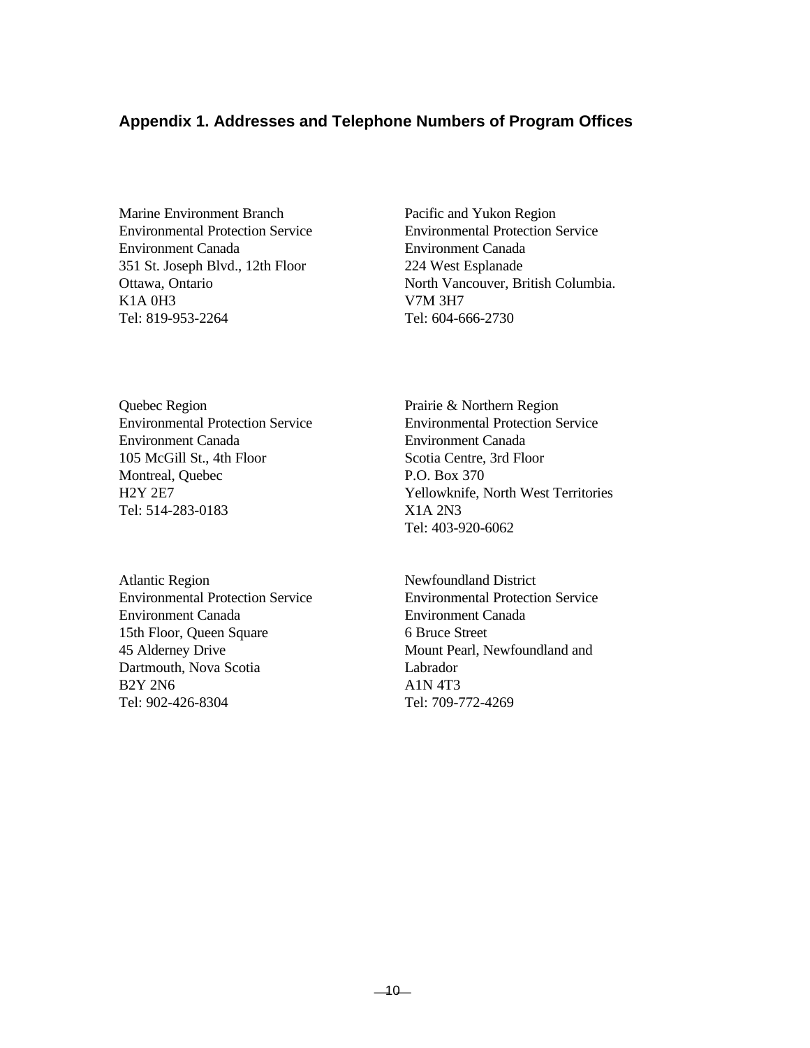## Appendix 1. Addresses and Telephone Numbers of Program Offices

Marine Environment Branch
Environmental Protection Service
Environment Canada
351 St. Joseph Blvd., 12th Floor
Ottawa, Ontario
K1A 0H3
Tel: 819-953-2264

Pacific and Yukon Region
Environmental Protection Service
Environment Canada
224 West Esplanade
North Vancouver, British Columbia.
V7M 3H7
Tel: 604-666-2730

Quebec Region
Environmental Protection Service
Environment Canada
105 McGill St., 4th Floor
Montreal, Quebec
H2Y 2E7
Tel: 514-283-0183

Prairie & Northern Region
Environmental Protection Service
Environment Canada
Scotia Centre, 3rd Floor
P.O. Box 370
Yellowknife, North West Territories
X1A 2N3
Tel: 403-920-6062

Atlantic Region
Environmental Protection Service
Environment Canada
15th Floor, Queen Square
45 Alderney Drive
Dartmouth, Nova Scotia
B2Y 2N6
Tel: 902-426-8304

Newfoundland District
Environmental Protection Service
Environment Canada
6 Bruce Street
Mount Pearl, Newfoundland and Labrador
A1N 4T3
Tel: 709-772-4269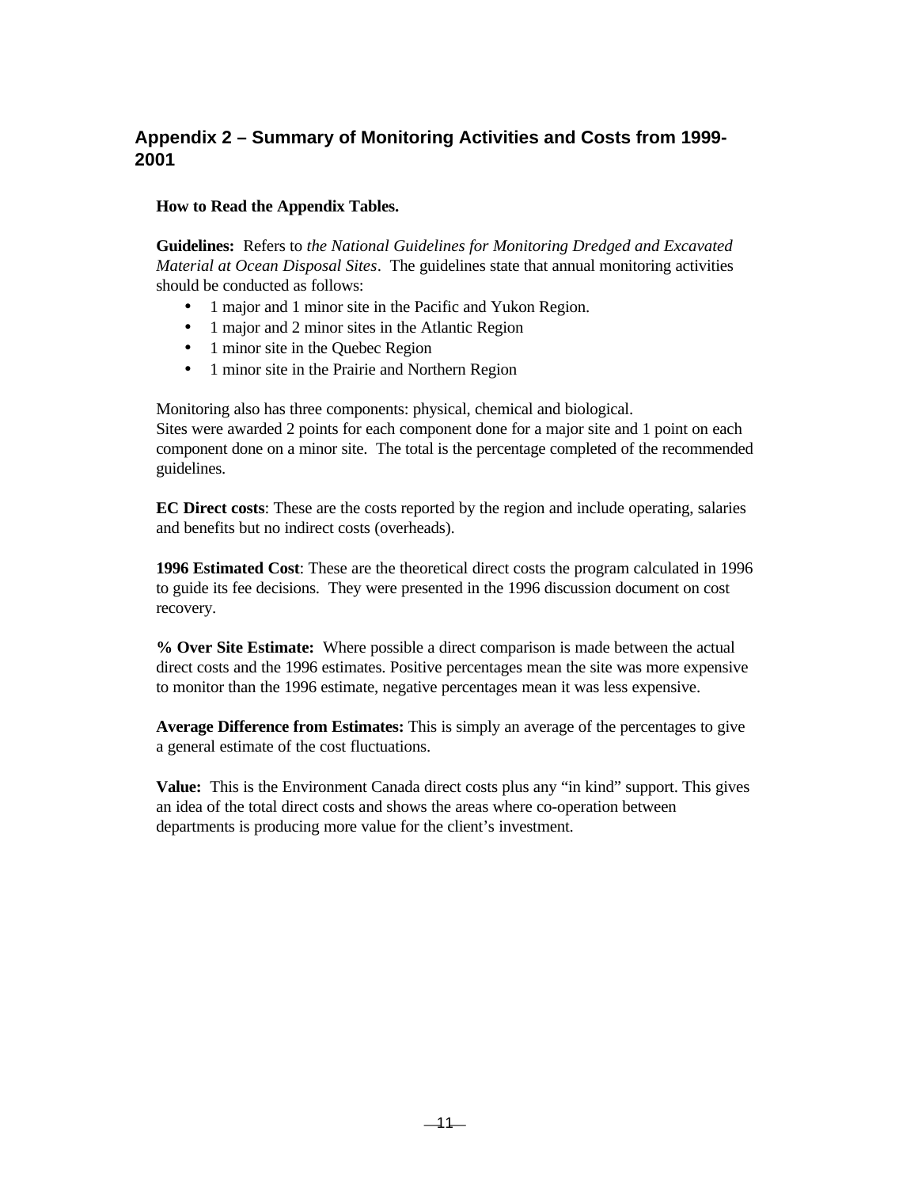## Appendix 2 – Summary of Monitoring Activities and Costs from 1999-2001

**How to Read the Appendix Tables.**

**Guidelines:** Refers to *the National Guidelines for Monitoring Dredged and Excavated Material at Ocean Disposal Sites*. The guidelines state that annual monitoring activities should be conducted as follows:

- 1 major and 1 minor site in the Pacific and Yukon Region.
- 1 major and 2 minor sites in the Atlantic Region
- 1 minor site in the Quebec Region
- 1 minor site in the Prairie and Northern Region

Monitoring also has three components: physical, chemical and biological.
Sites were awarded 2 points for each component done for a major site and 1 point on each component done on a minor site. The total is the percentage completed of the recommended guidelines.

**EC Direct costs**: These are the costs reported by the region and include operating, salaries and benefits but no indirect costs (overheads).

**1996 Estimated Cost**: These are the theoretical direct costs the program calculated in 1996 to guide its fee decisions. They were presented in the 1996 discussion document on cost recovery.

**% Over Site Estimate:** Where possible a direct comparison is made between the actual direct costs and the 1996 estimates. Positive percentages mean the site was more expensive to monitor than the 1996 estimate, negative percentages mean it was less expensive.

**Average Difference from Estimates:** This is simply an average of the percentages to give a general estimate of the cost fluctuations.

**Value:** This is the Environment Canada direct costs plus any "in kind" support. This gives an idea of the total direct costs and shows the areas where co-operation between departments is producing more value for the client's investment.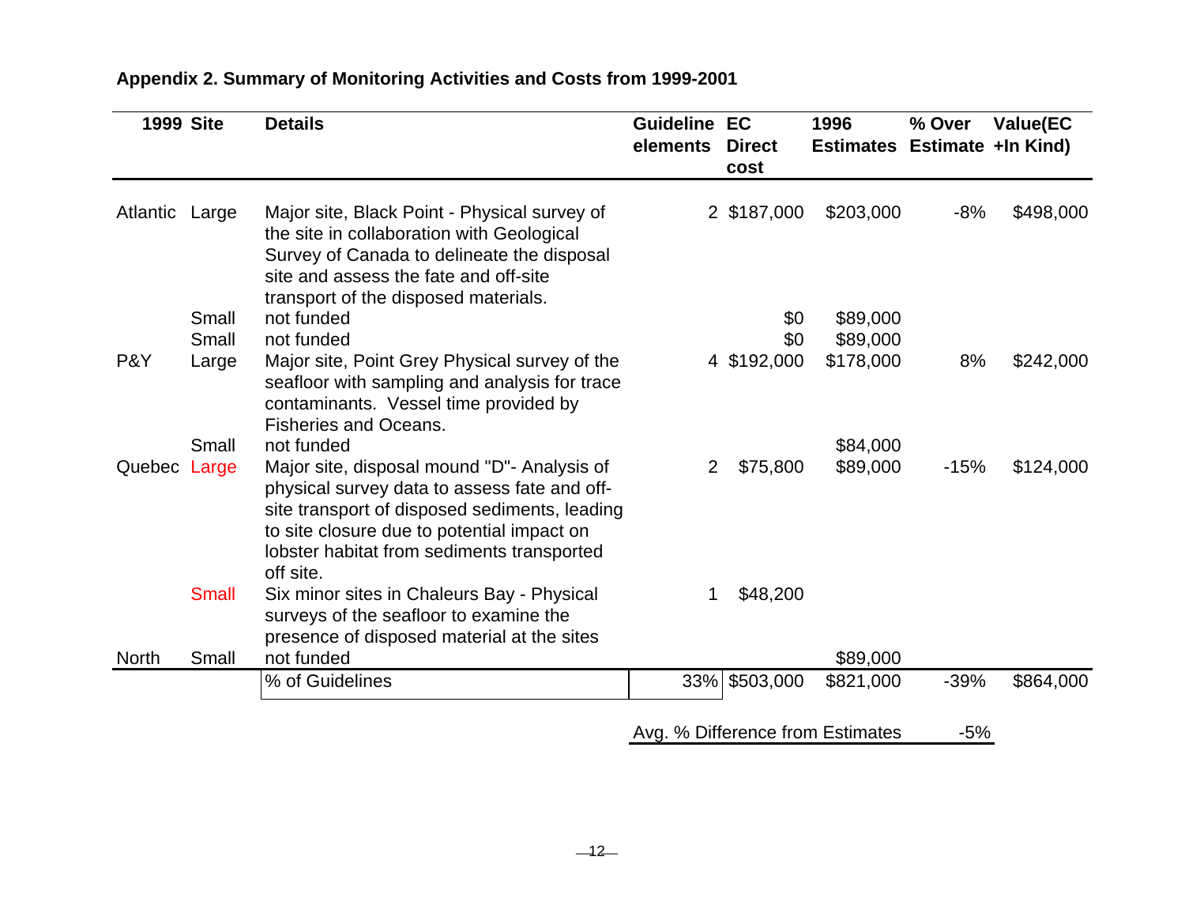## Appendix 2. Summary of Monitoring Activities and Costs from 1999-2001

| 1999 | Site | Details | Guideline elements | EC Direct cost | 1996 Estimates | % Over Estimate | Value(EC +In Kind) |
|---|---|---|---|---|---|---|---|
| Atlantic | Large | Major site, Black Point - Physical survey of the site in collaboration with Geological Survey of Canada to delineate the disposal site and assess the fate and off-site transport of the disposed materials. | 2 | $187,000 | $203,000 | -8% | $498,000 |
| | Small | not funded | | $0 | $89,000 | | |
| | Small | not funded | | $0 | $89,000 | | |
| P&Y | Large | Major site, Point Grey Physical survey of the seafloor with sampling and analysis for trace contaminants. Vessel time provided by Fisheries and Oceans. | 4 | $192,000 | $178,000 | 8% | $242,000 |
| | Small | not funded | | | $84,000 | | |
| Quebec | Large | Major site, disposal mound "D"- Analysis of physical survey data to assess fate and off-site transport of disposed sediments, leading to site closure due to potential impact on lobster habitat from sediments transported off site. | 2 | $75,800 | $89,000 | -15% | $124,000 |
| | Small | Six minor sites in Chaleurs Bay - Physical surveys of the seafloor to examine the presence of disposed material at the sites | 1 | $48,200 | | | |
| North | Small | not funded | | | $89,000 | | |
| | | % of Guidelines | 33% | $503,000 | $821,000 | -39% | $864,000 |

Avg. % Difference from Estimates -5%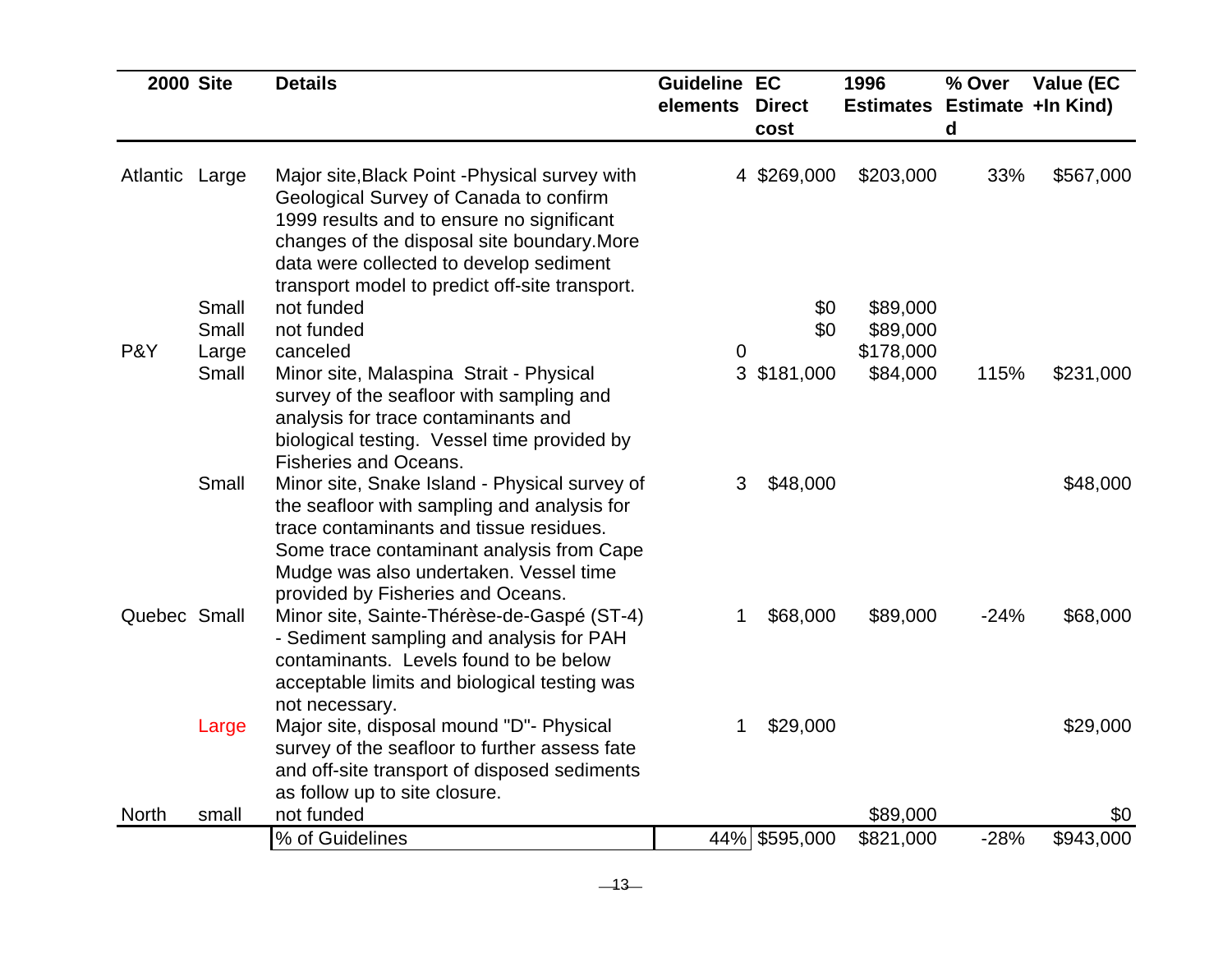| 2000 | Site | Details | Guideline elements | EC Direct cost | 1996 Estimates | % Over Estimated | Value (EC +In Kind) |
|---|---|---|---|---|---|---|---|
| Atlantic | Large | Major site,Black Point -Physical survey with Geological Survey of Canada to confirm 1999 results and to ensure no significant changes of the disposal site boundary.More data were collected to develop sediment transport model to predict off-site transport. | 4 | $269,000 | $203,000 | 33% | $567,000 |
| | Small | not funded | | $0 | $89,000 | | |
| | Small | not funded | | $0 | $89,000 | | |
| P&Y | Large | canceled | 0 | | $178,000 | | |
| | Small | Minor site, Malaspina Strait - Physical survey of the seafloor with sampling and analysis for trace contaminants and biological testing. Vessel time provided by Fisheries and Oceans. | 3 | $181,000 | $84,000 | 115% | $231,000 |
| | Small | Minor site, Snake Island - Physical survey of the seafloor with sampling and analysis for trace contaminants and tissue residues. Some trace contaminant analysis from Cape Mudge was also undertaken. Vessel time provided by Fisheries and Oceans. | 3 | $48,000 | | | $48,000 |
| Quebec | Small | Minor site, Sainte-Thérèse-de-Gaspé (ST-4) - Sediment sampling and analysis for PAH contaminants. Levels found to be below acceptable limits and biological testing was not necessary. | 1 | $68,000 | $89,000 | -24% | $68,000 |
| | Large | Major site, disposal mound "D"- Physical survey of the seafloor to further assess fate and off-site transport of disposed sediments as follow up to site closure. | 1 | $29,000 | | | $29,000 |
| North | small | not funded | | | $89,000 | | $0 |
| | | % of Guidelines | 44% | $595,000 | $821,000 | -28% | $943,000 |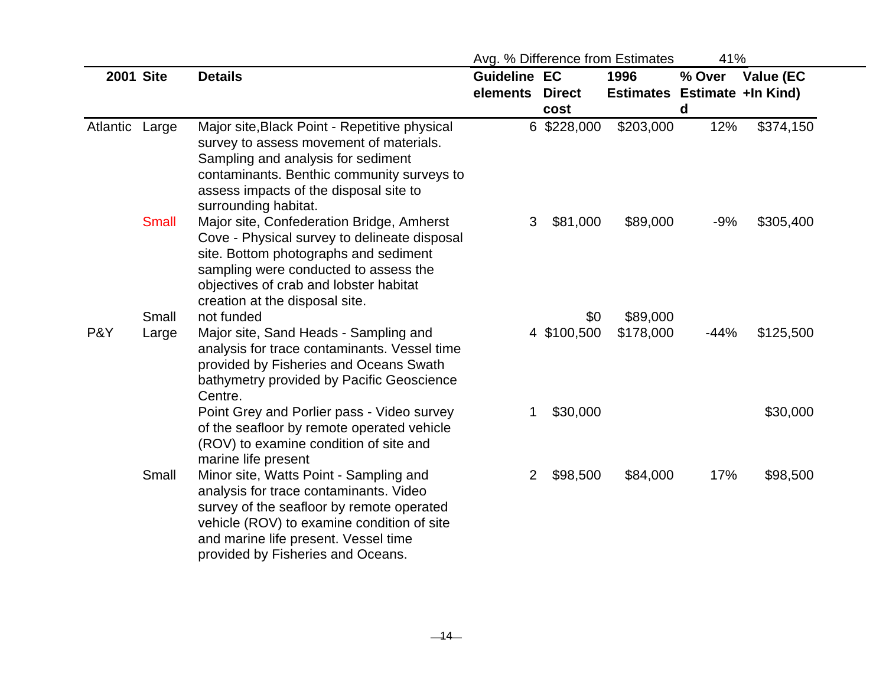| 2001 | Site | Details | Guideline elements | EC Direct cost | 1996 Estimates | % Over Estimated | Value (EC +In Kind) |
|---|---|---|---|---|---|---|---|
| | | | Avg. % Difference from Estimates | | | 41% | |
| Atlantic | Large | Major site,Black Point - Repetitive physical survey to assess movement of materials. Sampling and analysis for sediment contaminants. Benthic community surveys to assess impacts of the disposal site to surrounding habitat. | 6 | $228,000 | $203,000 | 12% | $374,150 |
| | Small | Major site, Confederation Bridge, Amherst Cove - Physical survey to delineate disposal site. Bottom photographs and sediment sampling were conducted to assess the objectives of crab and lobster habitat creation at the disposal site. | 3 | $81,000 | $89,000 | -9% | $305,400 |
| | Small | not funded | | $0 | $89,000 | | |
| P&Y | Large | Major site, Sand Heads - Sampling and analysis for trace contaminants. Vessel time provided by Fisheries and Oceans Swath bathymetry provided by Pacific Geoscience Centre. | 4 | $100,500 | $178,000 | -44% | $125,500 |
| | | Point Grey and Porlier pass - Video survey of the seafloor by remote operated vehicle (ROV) to examine condition of site and marine life present | 1 | $30,000 | | | $30,000 |
| | Small | Minor site, Watts Point - Sampling and analysis for trace contaminants. Video survey of the seafloor by remote operated vehicle (ROV) to examine condition of site and marine life present. Vessel time provided by Fisheries and Oceans. | 2 | $98,500 | $84,000 | 17% | $98,500 |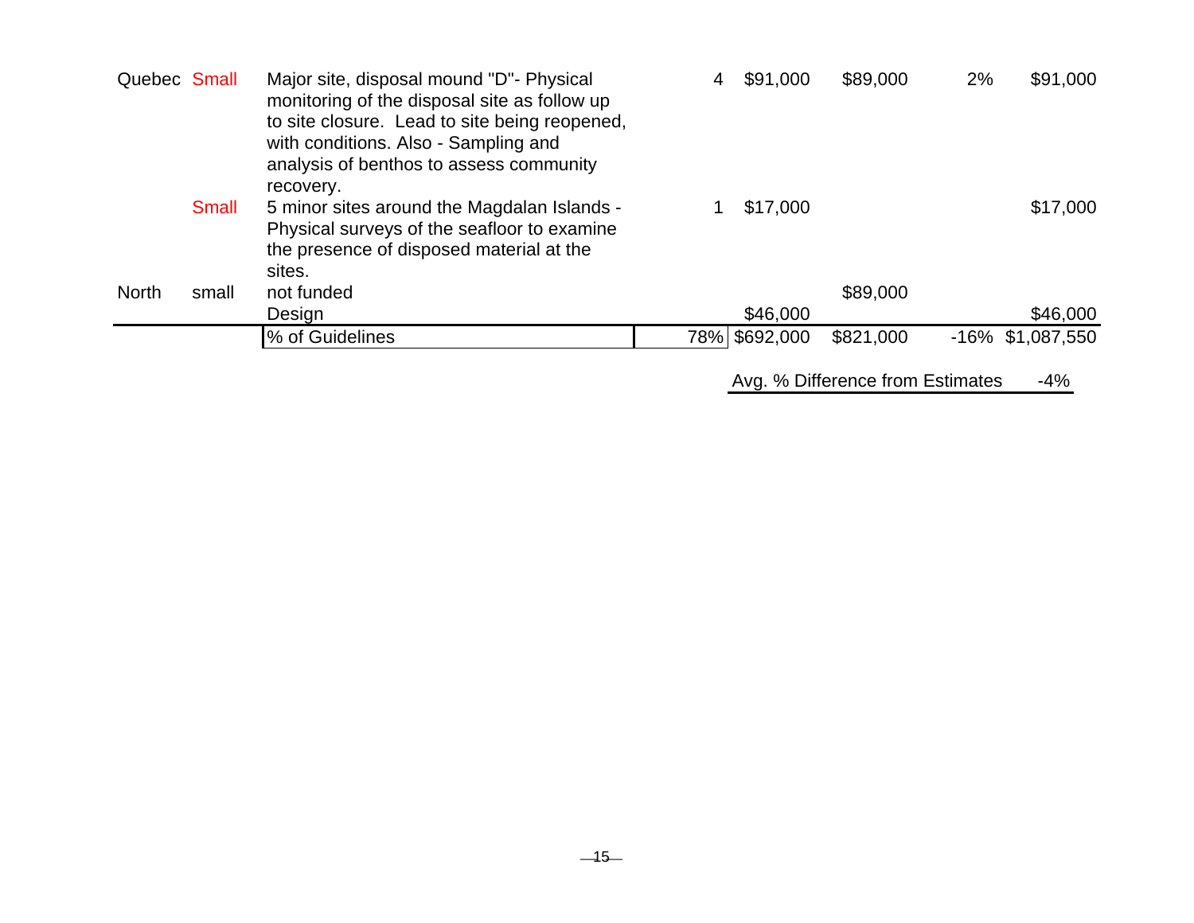| | | | | | | | |
|---|---|---|---|---|---|---|---|
| Quebec | Small | Major site, disposal mound "D"- Physical monitoring of the disposal site as follow up to site closure. Lead to site being reopened, with conditions. Also - Sampling and analysis of benthos to assess community recovery. | 4 | $91,000 | $89,000 | 2% | $91,000 |
| | Small | 5 minor sites around the Magdalan Islands - Physical surveys of the seafloor to examine the presence of disposed material at the sites. | 1 | $17,000 | | | $17,000 |
| North | small | not funded | | | $89,000 | | |
| | | Design | | $46,000 | | | $46,000 |
| | | % of Guidelines | 78% | $692,000 | $821,000 | -16% | $1,087,550 |

Avg. % Difference from Estimates -4%